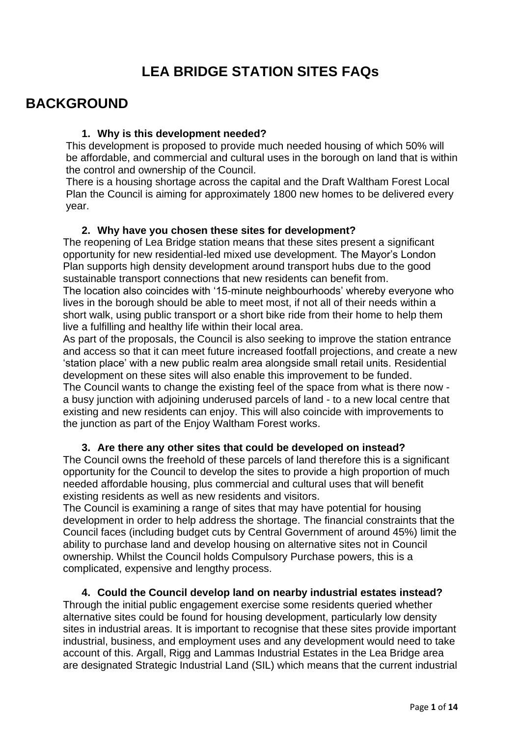# LEA BRIDGE STATION SITES FAQs

## BACKGROUND

### 1. Why is this development needed?

This development is proposed to provide much needed housing of which 50% will be affordable, and commercial and cultural uses in the borough on land that is within the control and ownership of the Council.

There is a housing shortage across the capital and the Draft Waltham Forest Local Plan the Council is aiming for approximately 1800 new homes to be delivered every year.

### 2. Why have you chosen these sites for development?

The reopening of Lea Bridge station means that these sites present a significant opportunity for new residential-led mixed use development. The Mayor's London Plan supports high density development around transport hubs due to the good sustainable transport connections that new residents can benefit from.

The location also coincides with '15-minute neighbourhoods' whereby everyone who lives in the borough should be able to meet most, if not all of their needs within a short walk, using public transport or a short bike ride from their home to help them live a fulfilling and healthy life within their local area.

As part of the proposals, the Council is also seeking to improve the station entrance and access so that it can meet future increased footfall projections, and create a new 'station place' with a new public realm area alongside small retail units. Residential development on these sites will also enable this improvement to be funded.

The Council wants to change the existing feel of the space from what is there now - a busy junction with adjoining underused parcels of land - to a new local centre that existing and new residents can enjoy. This will also coincide with improvements to the junction as part of the Enjoy Waltham Forest works.

### 3. Are there any other sites that could be developed on instead?

The Council owns the freehold of these parcels of land therefore this is a significant opportunity for the Council to develop the sites to provide a high proportion of much needed affordable housing, plus commercial and cultural uses that will benefit existing residents as well as new residents and visitors.

The Council is examining a range of sites that may have potential for housing development in order to help address the shortage. The financial constraints that the Council faces (including budget cuts by Central Government of around 45%) limit the ability to purchase land and develop housing on alternative sites not in Council ownership. Whilst the Council holds Compulsory Purchase powers, this is a complicated, expensive and lengthy process.

### 4. Could the Council develop land on nearby industrial estates instead?

Through the initial public engagement exercise some residents queried whether alternative sites could be found for housing development, particularly low density sites in industrial areas. It is important to recognise that these sites provide important industrial, business, and employment uses and any development would need to take account of this. Argall, Rigg and Lammas Industrial Estates in the Lea Bridge area are designated Strategic Industrial Land (SIL) which means that the current industrial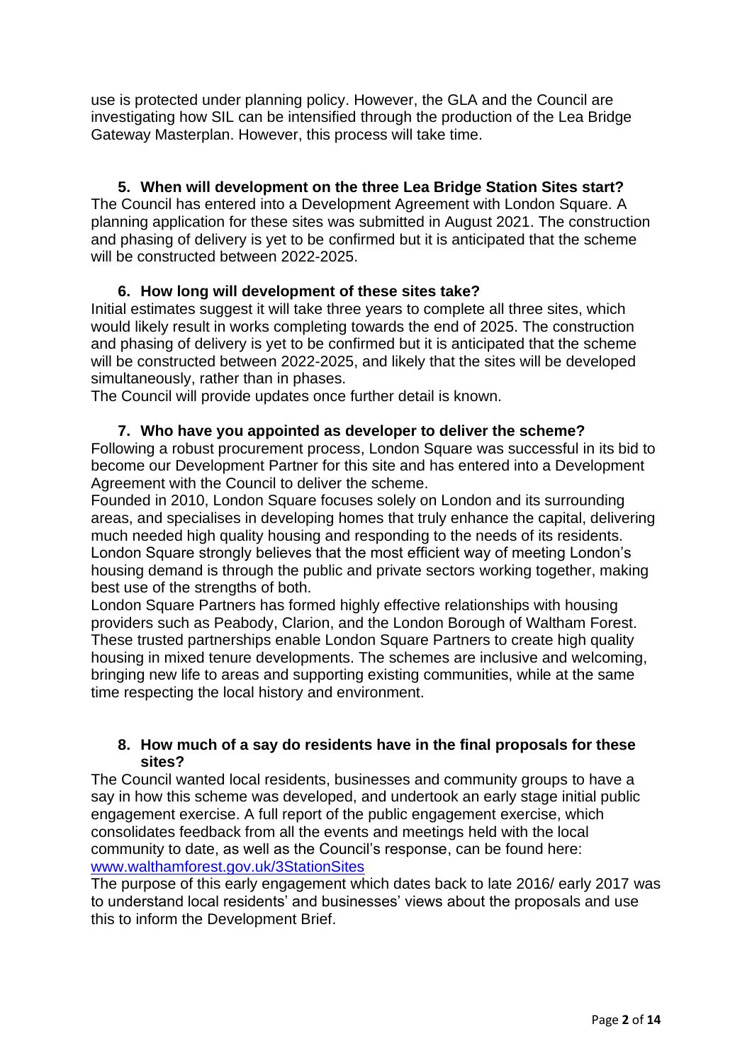use is protected under planning policy. However, the GLA and the Council are investigating how SIL can be intensified through the production of the Lea Bridge Gateway Masterplan. However, this process will take time.

### 5. When will development on the three Lea Bridge Station Sites start?

The Council has entered into a Development Agreement with London Square. A planning application for these sites was submitted in August 2021. The construction and phasing of delivery is yet to be confirmed but it is anticipated that the scheme will be constructed between 2022-2025.

### 6. How long will development of these sites take?

Initial estimates suggest it will take three years to complete all three sites, which would likely result in works completing towards the end of 2025. The construction and phasing of delivery is yet to be confirmed but it is anticipated that the scheme will be constructed between 2022-2025, and likely that the sites will be developed simultaneously, rather than in phases.

The Council will provide updates once further detail is known.

### 7. Who have you appointed as developer to deliver the scheme?

Following a robust procurement process, London Square was successful in its bid to become our Development Partner for this site and has entered into a Development Agreement with the Council to deliver the scheme.

Founded in 2010, London Square focuses solely on London and its surrounding areas, and specialises in developing homes that truly enhance the capital, delivering much needed high quality housing and responding to the needs of its residents. London Square strongly believes that the most efficient way of meeting London's housing demand is through the public and private sectors working together, making best use of the strengths of both.

London Square Partners has formed highly effective relationships with housing providers such as Peabody, Clarion, and the London Borough of Waltham Forest. These trusted partnerships enable London Square Partners to create high quality housing in mixed tenure developments. The schemes are inclusive and welcoming, bringing new life to areas and supporting existing communities, while at the same time respecting the local history and environment.

### 8. How much of a say do residents have in the final proposals for these sites?

The Council wanted local residents, businesses and community groups to have a say in how this scheme was developed, and undertook an early stage initial public engagement exercise. A full report of the public engagement exercise, which consolidates feedback from all the events and meetings held with the local community to date, as well as the Council's response, can be found here: [www.walthamforest.gov.uk/3StationSites](http://www.walthamforest.gov.uk/3StationSites)

The purpose of this early engagement which dates back to late 2016/ early 2017 was to understand local residents' and businesses' views about the proposals and use this to inform the Development Brief.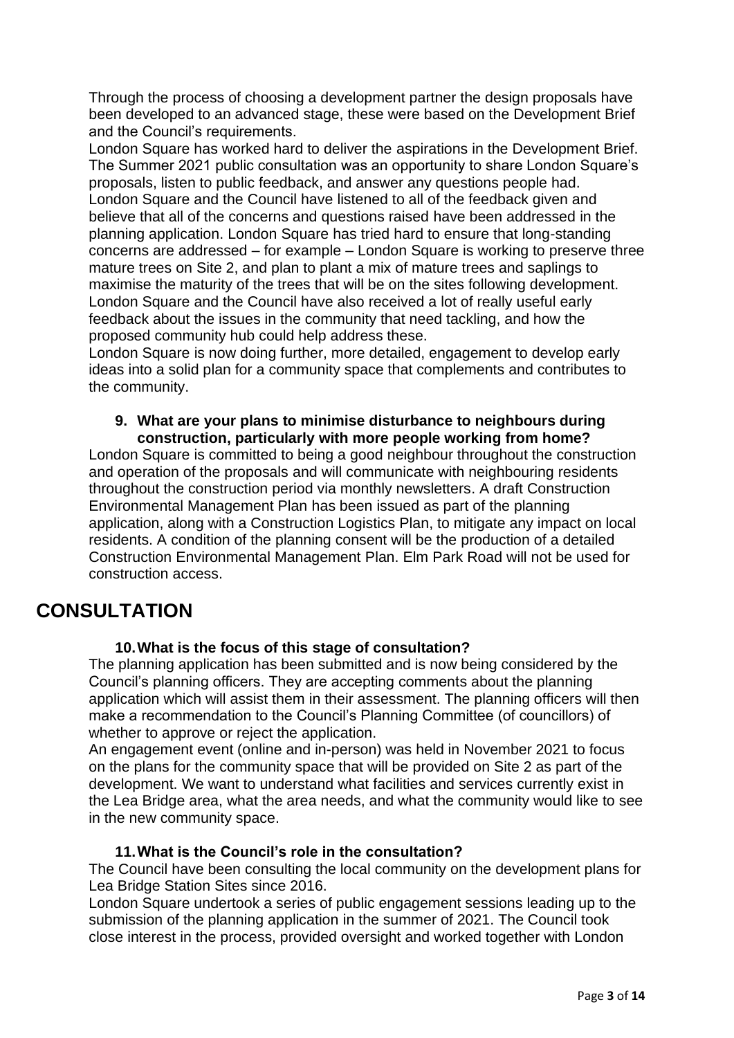Through the process of choosing a development partner the design proposals have been developed to an advanced stage, these were based on the Development Brief and the Council's requirements.

London Square has worked hard to deliver the aspirations in the Development Brief. The Summer 2021 public consultation was an opportunity to share London Square's proposals, listen to public feedback, and answer any questions people had.

London Square and the Council have listened to all of the feedback given and believe that all of the concerns and questions raised have been addressed in the planning application. London Square has tried hard to ensure that long-standing concerns are addressed – for example – London Square is working to preserve three mature trees on Site 2, and plan to plant a mix of mature trees and saplings to maximise the maturity of the trees that will be on the sites following development.

London Square and the Council have also received a lot of really useful early feedback about the issues in the community that need tackling, and how the proposed community hub could help address these.

London Square is now doing further, more detailed, engagement to develop early ideas into a solid plan for a community space that complements and contributes to the community.

**9. What are your plans to minimise disturbance to neighbours during construction, particularly with more people working from home?**

London Square is committed to being a good neighbour throughout the construction and operation of the proposals and will communicate with neighbouring residents throughout the construction period via monthly newsletters. A draft Construction Environmental Management Plan has been issued as part of the planning application, along with a Construction Logistics Plan, to mitigate any impact on local residents. A condition of the planning consent will be the production of a detailed Construction Environmental Management Plan. Elm Park Road will not be used for construction access.

# CONSULTATION

**10. What is the focus of this stage of consultation?**

The planning application has been submitted and is now being considered by the Council's planning officers. They are accepting comments about the planning application which will assist them in their assessment. The planning officers will then make a recommendation to the Council's Planning Committee (of councillors) of whether to approve or reject the application.

An engagement event (online and in-person) was held in November 2021 to focus on the plans for the community space that will be provided on Site 2 as part of the development. We want to understand what facilities and services currently exist in the Lea Bridge area, what the area needs, and what the community would like to see in the new community space.

**11. What is the Council's role in the consultation?**

The Council have been consulting the local community on the development plans for Lea Bridge Station Sites since 2016.

London Square undertook a series of public engagement sessions leading up to the submission of the planning application in the summer of 2021. The Council took close interest in the process, provided oversight and worked together with London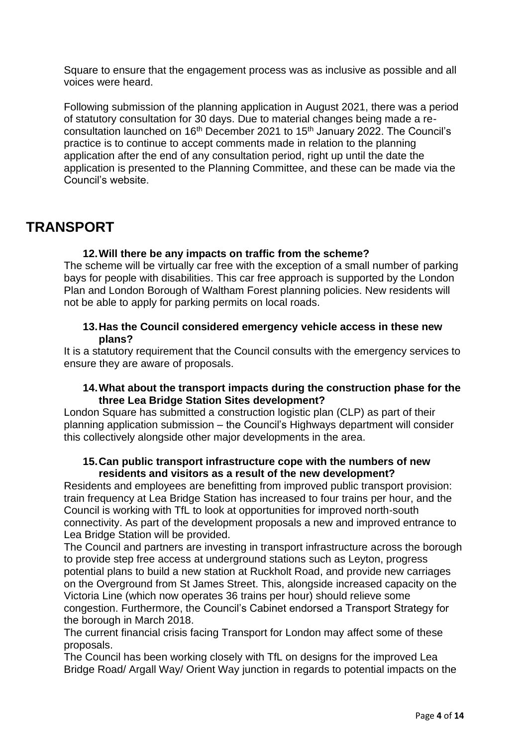Square to ensure that the engagement process was as inclusive as possible and all voices were heard.

Following submission of the planning application in August 2021, there was a period of statutory consultation for 30 days. Due to material changes being made a re-consultation launched on 16th December 2021 to 15th January 2022. The Council's practice is to continue to accept comments made in relation to the planning application after the end of any consultation period, right up until the date the application is presented to the Planning Committee, and these can be made via the Council's website.

# TRANSPORT

**12. Will there be any impacts on traffic from the scheme?**

The scheme will be virtually car free with the exception of a small number of parking bays for people with disabilities. This car free approach is supported by the London Plan and London Borough of Waltham Forest planning policies. New residents will not be able to apply for parking permits on local roads.

**13. Has the Council considered emergency vehicle access in these new plans?**

It is a statutory requirement that the Council consults with the emergency services to ensure they are aware of proposals.

**14. What about the transport impacts during the construction phase for the three Lea Bridge Station Sites development?**

London Square has submitted a construction logistic plan (CLP) as part of their planning application submission – the Council's Highways department will consider this collectively alongside other major developments in the area.

**15. Can public transport infrastructure cope with the numbers of new residents and visitors as a result of the new development?**

Residents and employees are benefitting from improved public transport provision: train frequency at Lea Bridge Station has increased to four trains per hour, and the Council is working with TfL to look at opportunities for improved north-south connectivity. As part of the development proposals a new and improved entrance to Lea Bridge Station will be provided.

The Council and partners are investing in transport infrastructure across the borough to provide step free access at underground stations such as Leyton, progress potential plans to build a new station at Ruckholt Road, and provide new carriages on the Overground from St James Street. This, alongside increased capacity on the Victoria Line (which now operates 36 trains per hour) should relieve some congestion. Furthermore, the Council's Cabinet endorsed a Transport Strategy for the borough in March 2018.

The current financial crisis facing Transport for London may affect some of these proposals.

The Council has been working closely with TfL on designs for the improved Lea Bridge Road/ Argall Way/ Orient Way junction in regards to potential impacts on the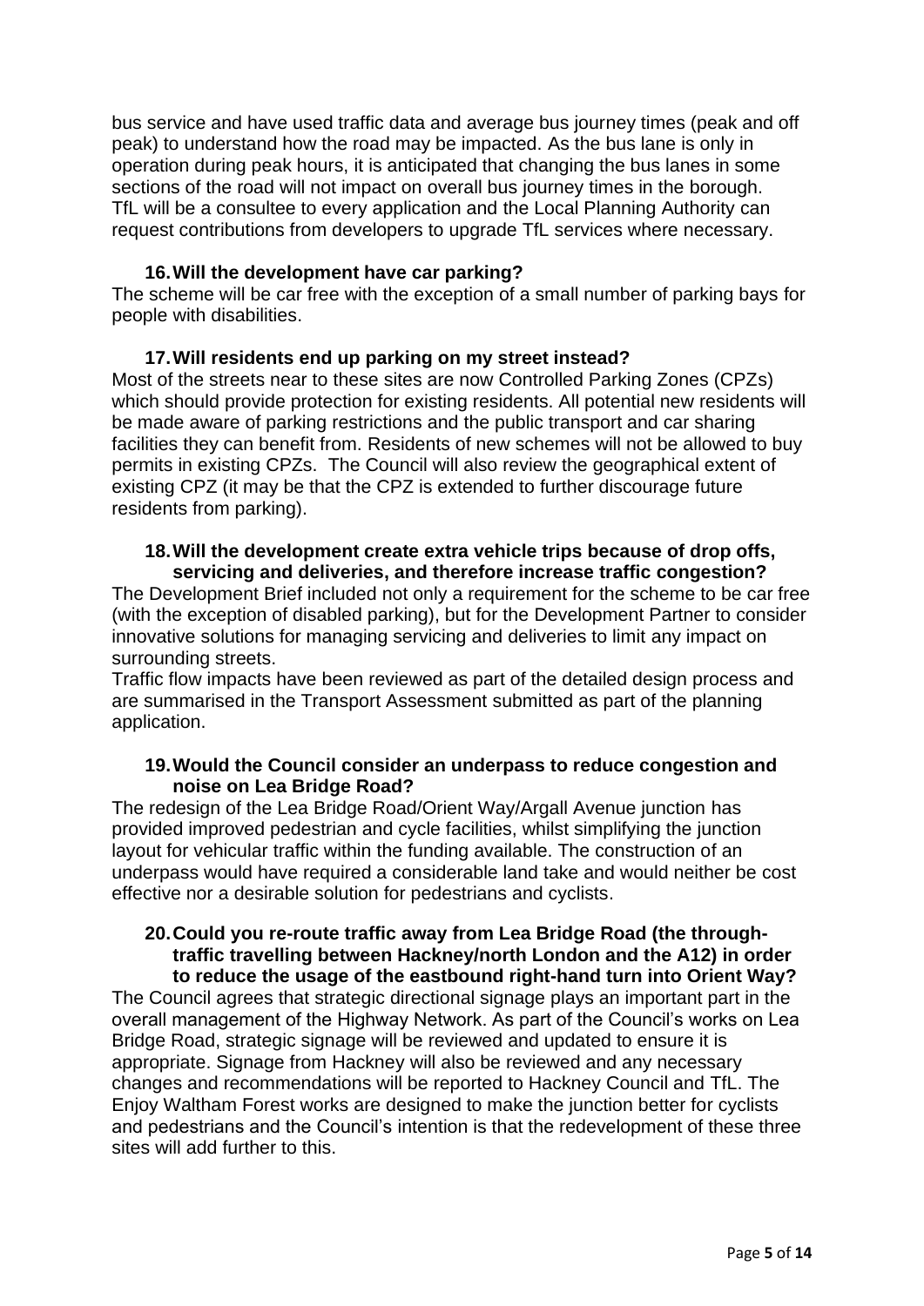bus service and have used traffic data and average bus journey times (peak and off peak) to understand how the road may be impacted. As the bus lane is only in operation during peak hours, it is anticipated that changing the bus lanes in some sections of the road will not impact on overall bus journey times in the borough. TfL will be a consultee to every application and the Local Planning Authority can request contributions from developers to upgrade TfL services where necessary.

### 16. Will the development have car parking?

The scheme will be car free with the exception of a small number of parking bays for people with disabilities.

### 17. Will residents end up parking on my street instead?

Most of the streets near to these sites are now Controlled Parking Zones (CPZs) which should provide protection for existing residents. All potential new residents will be made aware of parking restrictions and the public transport and car sharing facilities they can benefit from. Residents of new schemes will not be allowed to buy permits in existing CPZs. The Council will also review the geographical extent of existing CPZ (it may be that the CPZ is extended to further discourage future residents from parking).

### 18. Will the development create extra vehicle trips because of drop offs, servicing and deliveries, and therefore increase traffic congestion?

The Development Brief included not only a requirement for the scheme to be car free (with the exception of disabled parking), but for the Development Partner to consider innovative solutions for managing servicing and deliveries to limit any impact on surrounding streets.

Traffic flow impacts have been reviewed as part of the detailed design process and are summarised in the Transport Assessment submitted as part of the planning application.

### 19. Would the Council consider an underpass to reduce congestion and noise on Lea Bridge Road?

The redesign of the Lea Bridge Road/Orient Way/Argall Avenue junction has provided improved pedestrian and cycle facilities, whilst simplifying the junction layout for vehicular traffic within the funding available. The construction of an underpass would have required a considerable land take and would neither be cost effective nor a desirable solution for pedestrians and cyclists.

### 20. Could you re-route traffic away from Lea Bridge Road (the through-traffic travelling between Hackney/north London and the A12) in order to reduce the usage of the eastbound right-hand turn into Orient Way?

The Council agrees that strategic directional signage plays an important part in the overall management of the Highway Network. As part of the Council's works on Lea Bridge Road, strategic signage will be reviewed and updated to ensure it is appropriate. Signage from Hackney will also be reviewed and any necessary changes and recommendations will be reported to Hackney Council and TfL. The Enjoy Waltham Forest works are designed to make the junction better for cyclists and pedestrians and the Council's intention is that the redevelopment of these three sites will add further to this.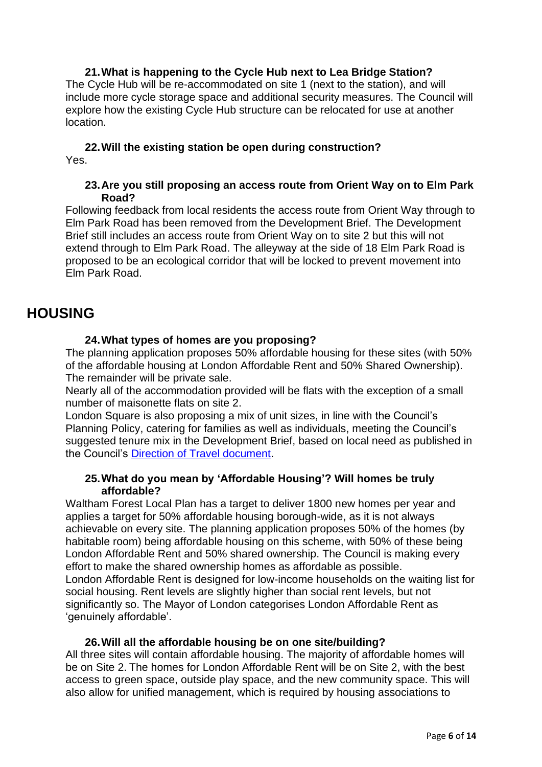### 21. What is happening to the Cycle Hub next to Lea Bridge Station?

The Cycle Hub will be re-accommodated on site 1 (next to the station), and will include more cycle storage space and additional security measures. The Council will explore how the existing Cycle Hub structure can be relocated for use at another location.

### 22. Will the existing station be open during construction?

Yes.

### 23. Are you still proposing an access route from Orient Way on to Elm Park Road?

Following feedback from local residents the access route from Orient Way through to Elm Park Road has been removed from the Development Brief. The Development Brief still includes an access route from Orient Way on to site 2 but this will not extend through to Elm Park Road. The alleyway at the side of 18 Elm Park Road is proposed to be an ecological corridor that will be locked to prevent movement into Elm Park Road.

## HOUSING

### 24. What types of homes are you proposing?

The planning application proposes 50% affordable housing for these sites (with 50% of the affordable housing at London Affordable Rent and 50% Shared Ownership). The remainder will be private sale.

Nearly all of the accommodation provided will be flats with the exception of a small number of maisonette flats on site 2.

London Square is also proposing a mix of unit sizes, in line with the Council's Planning Policy, catering for families as well as individuals, meeting the Council's suggested tenure mix in the Development Brief, based on local need as published in the Council's Direction of Travel document.

### 25. What do you mean by 'Affordable Housing'? Will homes be truly affordable?

Waltham Forest Local Plan has a target to deliver 1800 new homes per year and applies a target for 50% affordable housing borough-wide, as it is not always achievable on every site. The planning application proposes 50% of the homes (by habitable room) being affordable housing on this scheme, with 50% of these being London Affordable Rent and 50% shared ownership. The Council is making every effort to make the shared ownership homes as affordable as possible.

London Affordable Rent is designed for low-income households on the waiting list for social housing. Rent levels are slightly higher than social rent levels, but not significantly so. The Mayor of London categorises London Affordable Rent as 'genuinely affordable'.

### 26. Will all the affordable housing be on one site/building?

All three sites will contain affordable housing. The majority of affordable homes will be on Site 2. The homes for London Affordable Rent will be on Site 2, with the best access to green space, outside play space, and the new community space. This will also allow for unified management, which is required by housing associations to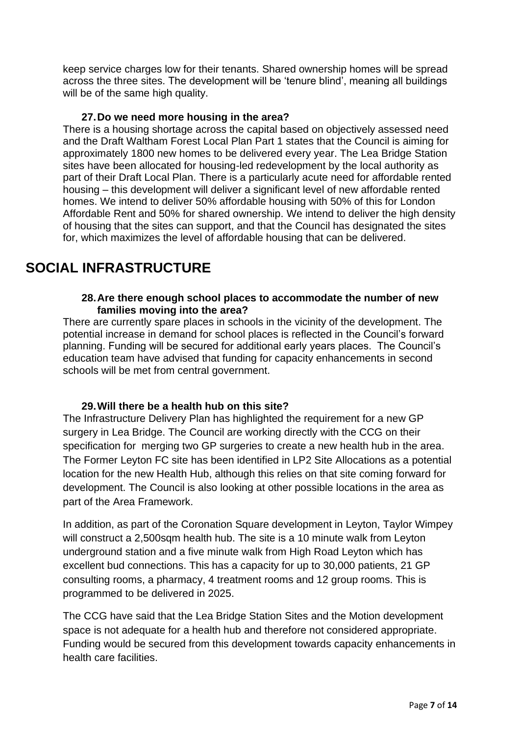keep service charges low for their tenants. Shared ownership homes will be spread across the three sites. The development will be 'tenure blind', meaning all buildings will be of the same high quality.

**27. Do we need more housing in the area?**

There is a housing shortage across the capital based on objectively assessed need and the Draft Waltham Forest Local Plan Part 1 states that the Council is aiming for approximately 1800 new homes to be delivered every year. The Lea Bridge Station sites have been allocated for housing-led redevelopment by the local authority as part of their Draft Local Plan. There is a particularly acute need for affordable rented housing – this development will deliver a significant level of new affordable rented homes. We intend to deliver 50% affordable housing with 50% of this for London Affordable Rent and 50% for shared ownership. We intend to deliver the high density of housing that the sites can support, and that the Council has designated the sites for, which maximizes the level of affordable housing that can be delivered.

# SOCIAL INFRASTRUCTURE

**28. Are there enough school places to accommodate the number of new families moving into the area?**

There are currently spare places in schools in the vicinity of the development. The potential increase in demand for school places is reflected in the Council's forward planning. Funding will be secured for additional early years places. The Council's education team have advised that funding for capacity enhancements in second schools will be met from central government.

**29. Will there be a health hub on this site?**

The Infrastructure Delivery Plan has highlighted the requirement for a new GP surgery in Lea Bridge. The Council are working directly with the CCG on their specification for merging two GP surgeries to create a new health hub in the area. The Former Leyton FC site has been identified in LP2 Site Allocations as a potential location for the new Health Hub, although this relies on that site coming forward for development. The Council is also looking at other possible locations in the area as part of the Area Framework.

In addition, as part of the Coronation Square development in Leyton, Taylor Wimpey will construct a 2,500sqm health hub. The site is a 10 minute walk from Leyton underground station and a five minute walk from High Road Leyton which has excellent bud connections. This has a capacity for up to 30,000 patients, 21 GP consulting rooms, a pharmacy, 4 treatment rooms and 12 group rooms. This is programmed to be delivered in 2025.

The CCG have said that the Lea Bridge Station Sites and the Motion development space is not adequate for a health hub and therefore not considered appropriate. Funding would be secured from this development towards capacity enhancements in health care facilities.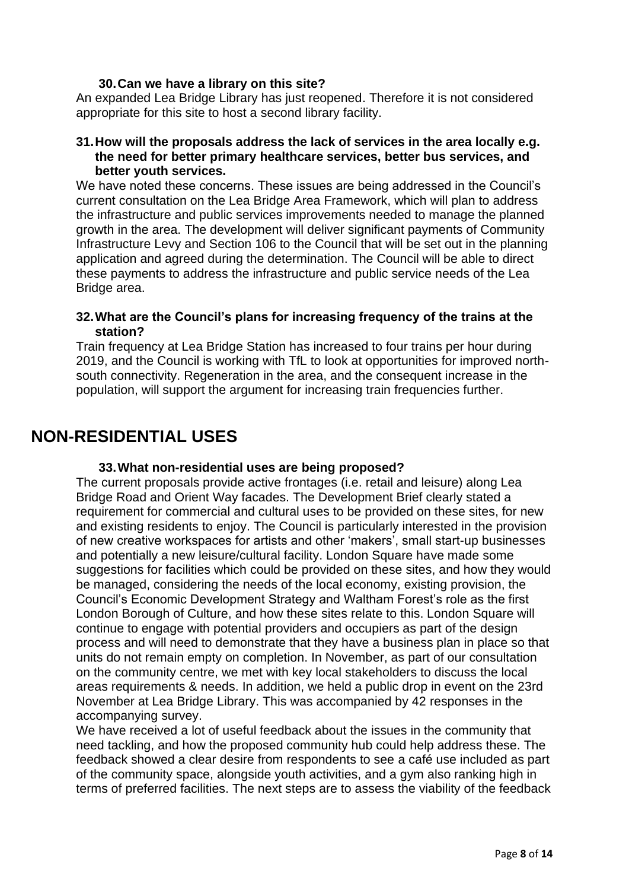**30. Can we have a library on this site?**

An expanded Lea Bridge Library has just reopened. Therefore it is not considered appropriate for this site to host a second library facility.

**31. How will the proposals address the lack of services in the area locally e.g. the need for better primary healthcare services, better bus services, and better youth services.**

We have noted these concerns. These issues are being addressed in the Council's current consultation on the Lea Bridge Area Framework, which will plan to address the infrastructure and public services improvements needed to manage the planned growth in the area. The development will deliver significant payments of Community Infrastructure Levy and Section 106 to the Council that will be set out in the planning application and agreed during the determination. The Council will be able to direct these payments to address the infrastructure and public service needs of the Lea Bridge area.

**32. What are the Council's plans for increasing frequency of the trains at the station?**

Train frequency at Lea Bridge Station has increased to four trains per hour during 2019, and the Council is working with TfL to look at opportunities for improved north-south connectivity. Regeneration in the area, and the consequent increase in the population, will support the argument for increasing train frequencies further.

# NON-RESIDENTIAL USES

**33. What non-residential uses are being proposed?**

The current proposals provide active frontages (i.e. retail and leisure) along Lea Bridge Road and Orient Way facades. The Development Brief clearly stated a requirement for commercial and cultural uses to be provided on these sites, for new and existing residents to enjoy. The Council is particularly interested in the provision of new creative workspaces for artists and other 'makers', small start-up businesses and potentially a new leisure/cultural facility. London Square have made some suggestions for facilities which could be provided on these sites, and how they would be managed, considering the needs of the local economy, existing provision, the Council's Economic Development Strategy and Waltham Forest's role as the first London Borough of Culture, and how these sites relate to this. London Square will continue to engage with potential providers and occupiers as part of the design process and will need to demonstrate that they have a business plan in place so that units do not remain empty on completion. In November, as part of our consultation on the community centre, we met with key local stakeholders to discuss the local areas requirements & needs. In addition, we held a public drop in event on the 23rd November at Lea Bridge Library. This was accompanied by 42 responses in the accompanying survey.

We have received a lot of useful feedback about the issues in the community that need tackling, and how the proposed community hub could help address these. The feedback showed a clear desire from respondents to see a café use included as part of the community space, alongside youth activities, and a gym also ranking high in terms of preferred facilities. The next steps are to assess the viability of the feedback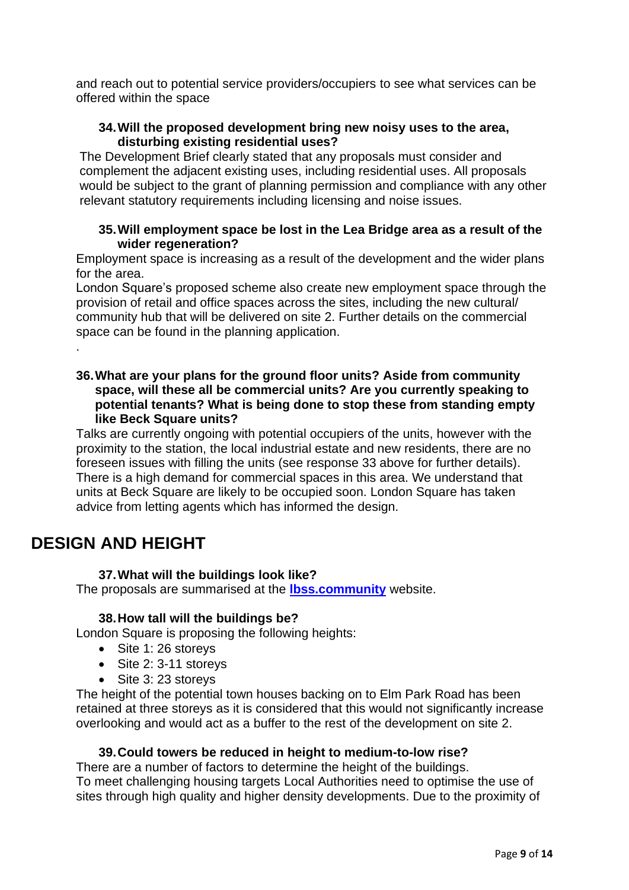and reach out to potential service providers/occupiers to see what services can be offered within the space

**34. Will the proposed development bring new noisy uses to the area, disturbing existing residential uses?**

The Development Brief clearly stated that any proposals must consider and complement the adjacent existing uses, including residential uses. All proposals would be subject to the grant of planning permission and compliance with any other relevant statutory requirements including licensing and noise issues.

**35. Will employment space be lost in the Lea Bridge area as a result of the wider regeneration?**

Employment space is increasing as a result of the development and the wider plans for the area.

London Square's proposed scheme also create new employment space through the provision of retail and office spaces across the sites, including the new cultural/ community hub that will be delivered on site 2. Further details on the commercial space can be found in the planning application.

.

**36. What are your plans for the ground floor units? Aside from community space, will these all be commercial units? Are you currently speaking to potential tenants? What is being done to stop these from standing empty like Beck Square units?**

Talks are currently ongoing with potential occupiers of the units, however with the proximity to the station, the local industrial estate and new residents, there are no foreseen issues with filling the units (see response 33 above for further details). There is a high demand for commercial spaces in this area. We understand that units at Beck Square are likely to be occupied soon. London Square has taken advice from letting agents which has informed the design.

# DESIGN AND HEIGHT

**37. What will the buildings look like?**

The proposals are summarised at the **lbss.community** website.

**38. How tall will the buildings be?**

London Square is proposing the following heights:

- Site 1: 26 storeys
- Site 2: 3-11 storeys
- Site 3: 23 storeys

The height of the potential town houses backing on to Elm Park Road has been retained at three storeys as it is considered that this would not significantly increase overlooking and would act as a buffer to the rest of the development on site 2.

**39. Could towers be reduced in height to medium-to-low rise?**

There are a number of factors to determine the height of the buildings.

To meet challenging housing targets Local Authorities need to optimise the use of sites through high quality and higher density developments. Due to the proximity of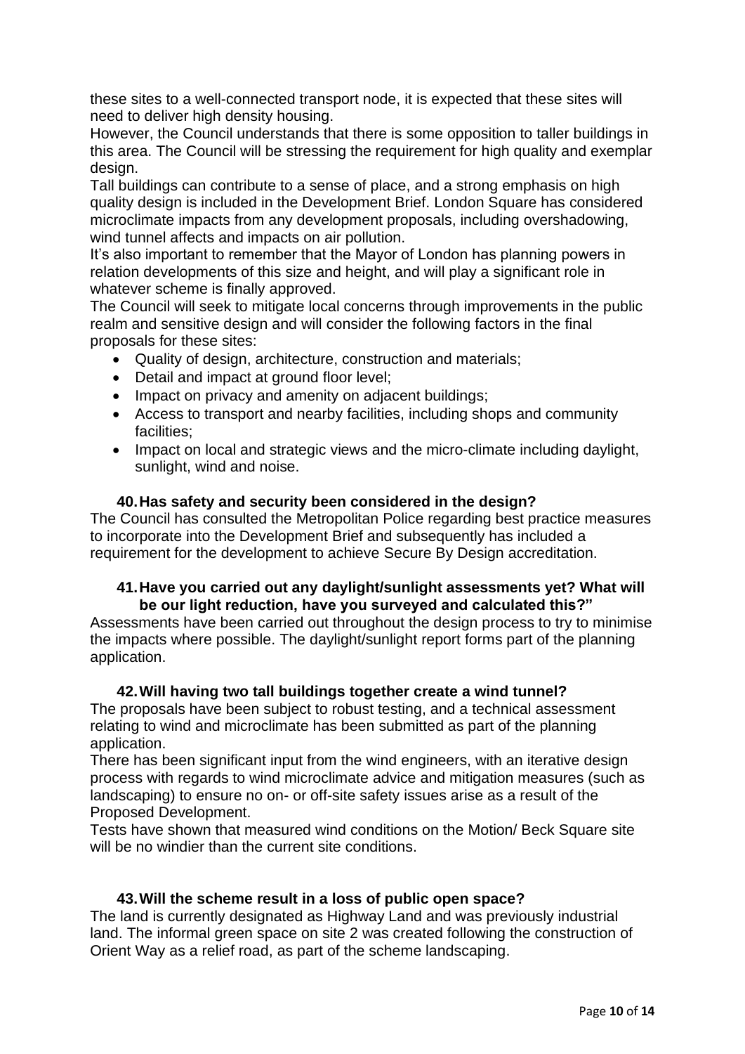these sites to a well-connected transport node, it is expected that these sites will need to deliver high density housing.

However, the Council understands that there is some opposition to taller buildings in this area. The Council will be stressing the requirement for high quality and exemplar design.

Tall buildings can contribute to a sense of place, and a strong emphasis on high quality design is included in the Development Brief. London Square has considered microclimate impacts from any development proposals, including overshadowing, wind tunnel affects and impacts on air pollution.

It's also important to remember that the Mayor of London has planning powers in relation developments of this size and height, and will play a significant role in whatever scheme is finally approved.

The Council will seek to mitigate local concerns through improvements in the public realm and sensitive design and will consider the following factors in the final proposals for these sites:

- Quality of design, architecture, construction and materials;
- Detail and impact at ground floor level;
- Impact on privacy and amenity on adjacent buildings;
- Access to transport and nearby facilities, including shops and community facilities;
- Impact on local and strategic views and the micro-climate including daylight, sunlight, wind and noise.

### 40. Has safety and security been considered in the design?

The Council has consulted the Metropolitan Police regarding best practice measures to incorporate into the Development Brief and subsequently has included a requirement for the development to achieve Secure By Design accreditation.

### 41. Have you carried out any daylight/sunlight assessments yet? What will be our light reduction, have you surveyed and calculated this?"

Assessments have been carried out throughout the design process to try to minimise the impacts where possible. The daylight/sunlight report forms part of the planning application.

### 42. Will having two tall buildings together create a wind tunnel?

The proposals have been subject to robust testing, and a technical assessment relating to wind and microclimate has been submitted as part of the planning application.

There has been significant input from the wind engineers, with an iterative design process with regards to wind microclimate advice and mitigation measures (such as landscaping) to ensure no on- or off-site safety issues arise as a result of the Proposed Development.

Tests have shown that measured wind conditions on the Motion/ Beck Square site will be no windier than the current site conditions.

### 43. Will the scheme result in a loss of public open space?

The land is currently designated as Highway Land and was previously industrial land. The informal green space on site 2 was created following the construction of Orient Way as a relief road, as part of the scheme landscaping.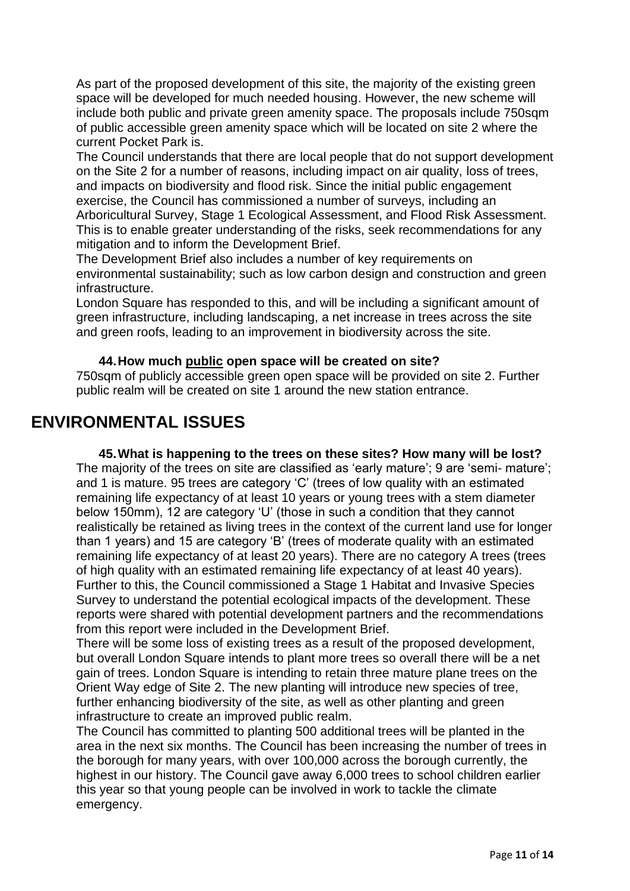As part of the proposed development of this site, the majority of the existing green space will be developed for much needed housing. However, the new scheme will include both public and private green amenity space. The proposals include 750sqm of public accessible green amenity space which will be located on site 2 where the current Pocket Park is.

The Council understands that there are local people that do not support development on the Site 2 for a number of reasons, including impact on air quality, loss of trees, and impacts on biodiversity and flood risk. Since the initial public engagement exercise, the Council has commissioned a number of surveys, including an Arboricultural Survey, Stage 1 Ecological Assessment, and Flood Risk Assessment. This is to enable greater understanding of the risks, seek recommendations for any mitigation and to inform the Development Brief.

The Development Brief also includes a number of key requirements on environmental sustainability; such as low carbon design and construction and green infrastructure.

London Square has responded to this, and will be including a significant amount of green infrastructure, including landscaping, a net increase in trees across the site and green roofs, leading to an improvement in biodiversity across the site.

**44. How much public open space will be created on site?**

750sqm of publicly accessible green open space will be provided on site 2. Further public realm will be created on site 1 around the new station entrance.

## ENVIRONMENTAL ISSUES

**45. What is happening to the trees on these sites? How many will be lost?**

The majority of the trees on site are classified as 'early mature'; 9 are 'semi- mature'; and 1 is mature. 95 trees are category 'C' (trees of low quality with an estimated remaining life expectancy of at least 10 years or young trees with a stem diameter below 150mm), 12 are category 'U' (those in such a condition that they cannot realistically be retained as living trees in the context of the current land use for longer than 1 years) and 15 are category 'B' (trees of moderate quality with an estimated remaining life expectancy of at least 20 years). There are no category A trees (trees of high quality with an estimated remaining life expectancy of at least 40 years). Further to this, the Council commissioned a Stage 1 Habitat and Invasive Species Survey to understand the potential ecological impacts of the development. These reports were shared with potential development partners and the recommendations from this report were included in the Development Brief.

There will be some loss of existing trees as a result of the proposed development, but overall London Square intends to plant more trees so overall there will be a net gain of trees. London Square is intending to retain three mature plane trees on the Orient Way edge of Site 2. The new planting will introduce new species of tree, further enhancing biodiversity of the site, as well as other planting and green infrastructure to create an improved public realm.

The Council has committed to planting 500 additional trees will be planted in the area in the next six months. The Council has been increasing the number of trees in the borough for many years, with over 100,000 across the borough currently, the highest in our history. The Council gave away 6,000 trees to school children earlier this year so that young people can be involved in work to tackle the climate emergency.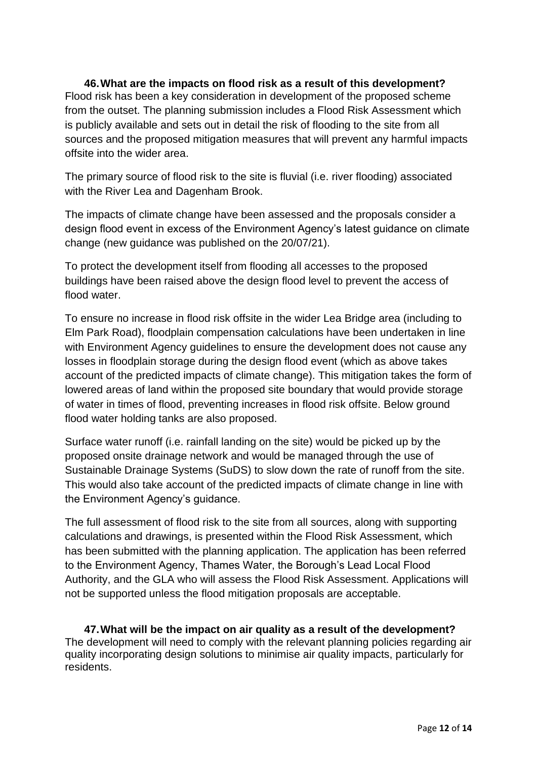### 46. What are the impacts on flood risk as a result of this development?

Flood risk has been a key consideration in development of the proposed scheme from the outset. The planning submission includes a Flood Risk Assessment which is publicly available and sets out in detail the risk of flooding to the site from all sources and the proposed mitigation measures that will prevent any harmful impacts offsite into the wider area.

The primary source of flood risk to the site is fluvial (i.e. river flooding) associated with the River Lea and Dagenham Brook.

The impacts of climate change have been assessed and the proposals consider a design flood event in excess of the Environment Agency's latest guidance on climate change (new guidance was published on the 20/07/21).

To protect the development itself from flooding all accesses to the proposed buildings have been raised above the design flood level to prevent the access of flood water.

To ensure no increase in flood risk offsite in the wider Lea Bridge area (including to Elm Park Road), floodplain compensation calculations have been undertaken in line with Environment Agency guidelines to ensure the development does not cause any losses in floodplain storage during the design flood event (which as above takes account of the predicted impacts of climate change). This mitigation takes the form of lowered areas of land within the proposed site boundary that would provide storage of water in times of flood, preventing increases in flood risk offsite. Below ground flood water holding tanks are also proposed.

Surface water runoff (i.e. rainfall landing on the site) would be picked up by the proposed onsite drainage network and would be managed through the use of Sustainable Drainage Systems (SuDS) to slow down the rate of runoff from the site. This would also take account of the predicted impacts of climate change in line with the Environment Agency's guidance.

The full assessment of flood risk to the site from all sources, along with supporting calculations and drawings, is presented within the Flood Risk Assessment, which has been submitted with the planning application. The application has been referred to the Environment Agency, Thames Water, the Borough's Lead Local Flood Authority, and the GLA who will assess the Flood Risk Assessment. Applications will not be supported unless the flood mitigation proposals are acceptable.

### 47. What will be the impact on air quality as a result of the development?

The development will need to comply with the relevant planning policies regarding air quality incorporating design solutions to minimise air quality impacts, particularly for residents.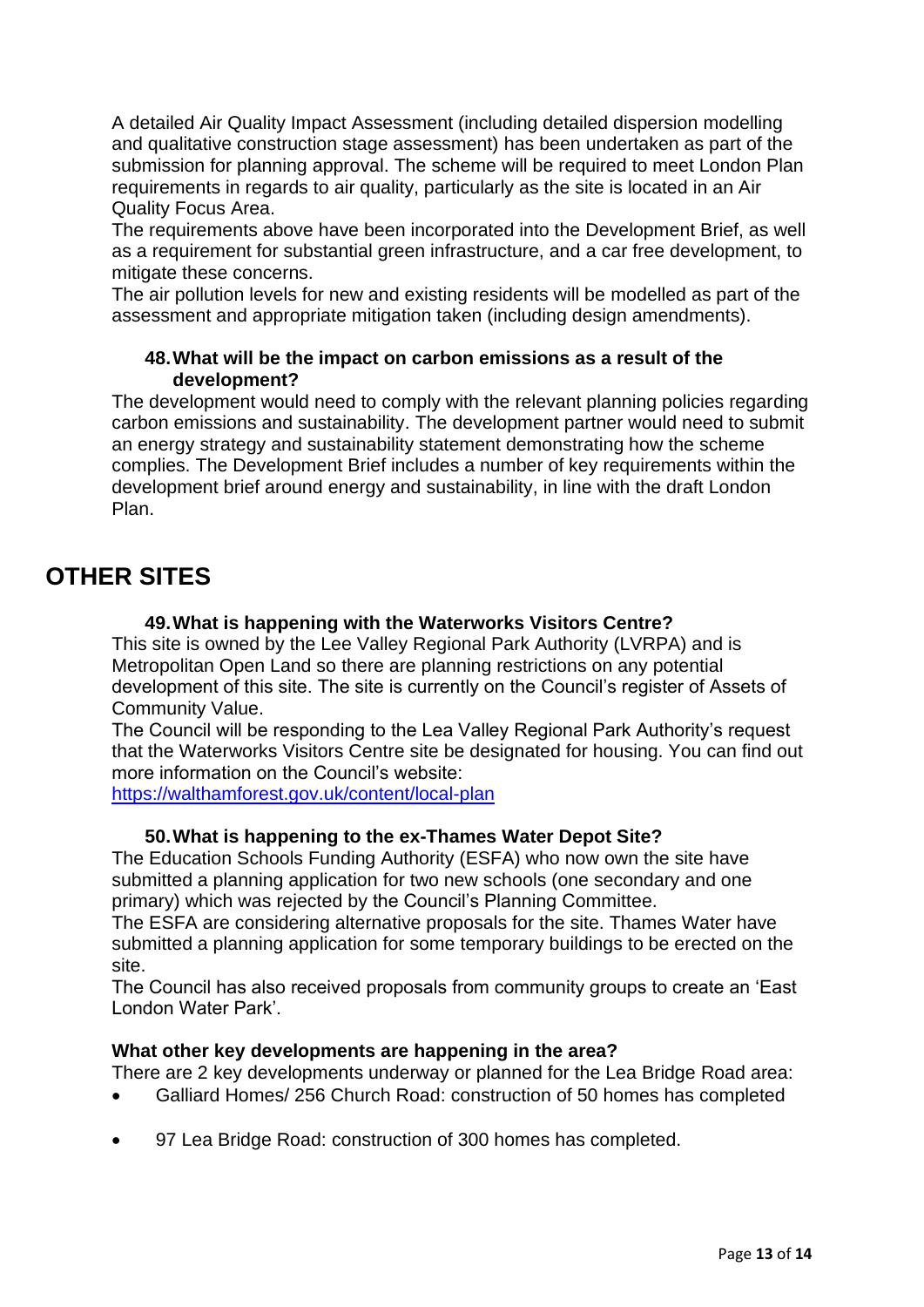A detailed Air Quality Impact Assessment (including detailed dispersion modelling and qualitative construction stage assessment) has been undertaken as part of the submission for planning approval. The scheme will be required to meet London Plan requirements in regards to air quality, particularly as the site is located in an Air Quality Focus Area.

The requirements above have been incorporated into the Development Brief, as well as a requirement for substantial green infrastructure, and a car free development, to mitigate these concerns.

The air pollution levels for new and existing residents will be modelled as part of the assessment and appropriate mitigation taken (including design amendments).

### 48. What will be the impact on carbon emissions as a result of the development?

The development would need to comply with the relevant planning policies regarding carbon emissions and sustainability. The development partner would need to submit an energy strategy and sustainability statement demonstrating how the scheme complies. The Development Brief includes a number of key requirements within the development brief around energy and sustainability, in line with the draft London Plan.

## OTHER SITES

### 49. What is happening with the Waterworks Visitors Centre?

This site is owned by the Lee Valley Regional Park Authority (LVRPA) and is Metropolitan Open Land so there are planning restrictions on any potential development of this site. The site is currently on the Council's register of Assets of Community Value.

The Council will be responding to the Lea Valley Regional Park Authority's request that the Waterworks Visitors Centre site be designated for housing. You can find out more information on the Council's website:
https://walthamforest.gov.uk/content/local-plan

### 50. What is happening to the ex-Thames Water Depot Site?

The Education Schools Funding Authority (ESFA) who now own the site have submitted a planning application for two new schools (one secondary and one primary) which was rejected by the Council's Planning Committee.

The ESFA are considering alternative proposals for the site. Thames Water have submitted a planning application for some temporary buildings to be erected on the site.

The Council has also received proposals from community groups to create an 'East London Water Park'.

### What other key developments are happening in the area?

There are 2 key developments underway or planned for the Lea Bridge Road area:

- Galliard Homes/ 256 Church Road: construction of 50 homes has completed
- 97 Lea Bridge Road: construction of 300 homes has completed.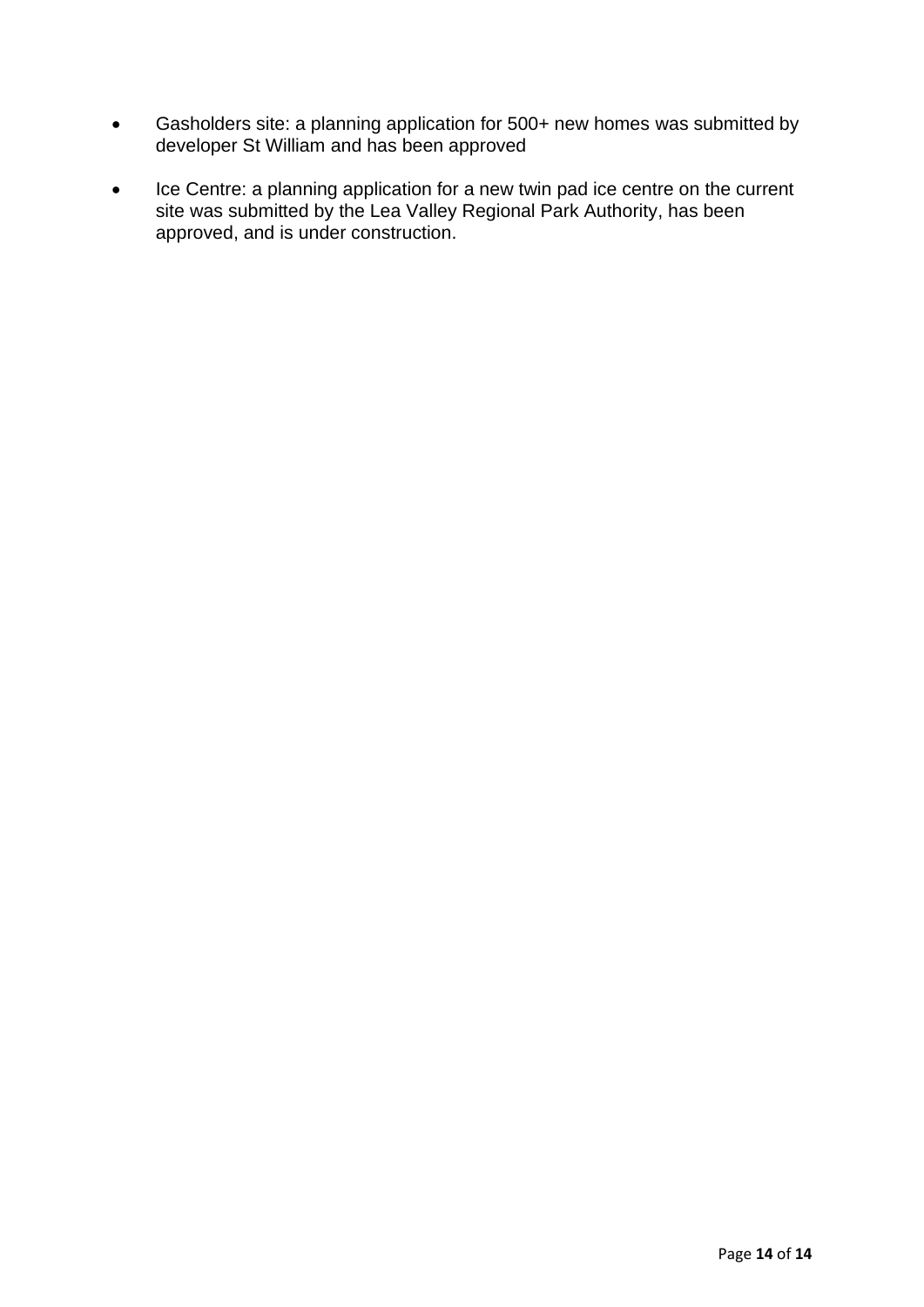- Gasholders site: a planning application for 500+ new homes was submitted by developer St William and has been approved
- Ice Centre: a planning application for a new twin pad ice centre on the current site was submitted by the Lea Valley Regional Park Authority, has been approved, and is under construction.